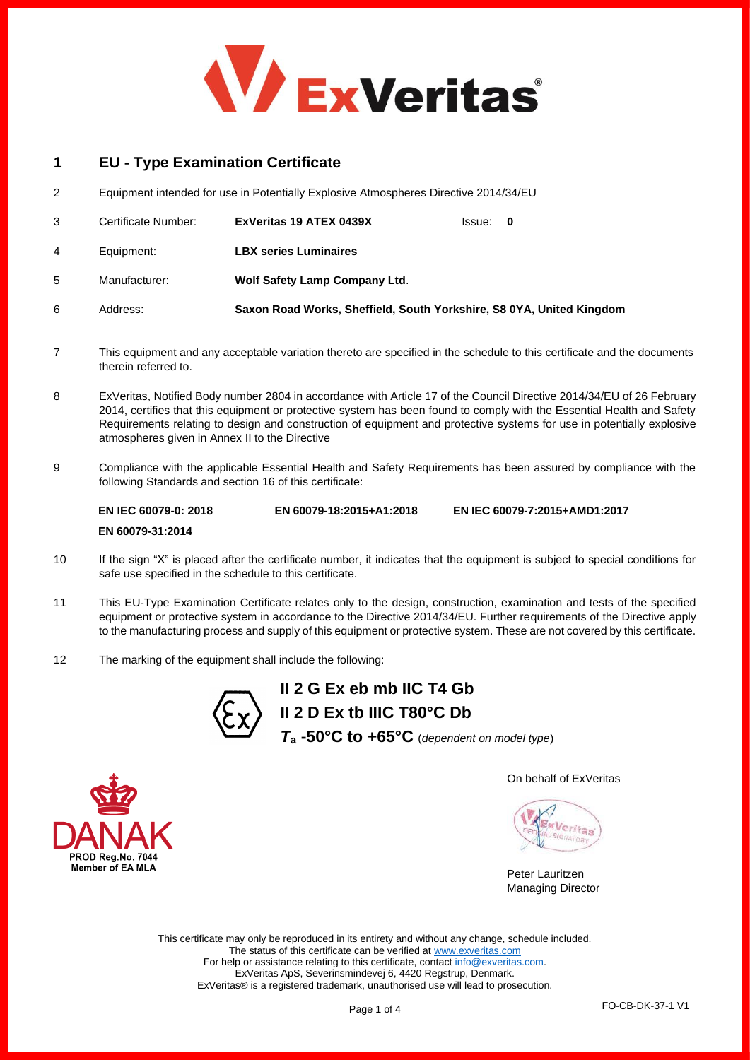ExVeritas®

# 1 EU - Type Examination Certificate

2 Equipment intended for use in Potentially Explosive Atmospheres Directive 2014/34/EU

3 Certificate Number: **ExVeritas 19 ATEX 0439X** Issue: **0**

4 Equipment: **LBX series Luminaires**

5 Manufacturer: **Wolf Safety Lamp Company Ltd**.

6 Address: **Saxon Road Works, Sheffield, South Yorkshire, S8 0YA, United Kingdom**

7 This equipment and any acceptable variation thereto are specified in the schedule to this certificate and the documents therein referred to.

8 ExVeritas, Notified Body number 2804 in accordance with Article 17 of the Council Directive 2014/34/EU of 26 February 2014, certifies that this equipment or protective system has been found to comply with the Essential Health and Safety Requirements relating to design and construction of equipment and protective systems for use in potentially explosive atmospheres given in Annex II to the Directive

9 Compliance with the applicable Essential Health and Safety Requirements has been assured by compliance with the following Standards and section 16 of this certificate:

**EN IEC 60079-0: 2018** **EN 60079-18:2015+A1:2018** **EN IEC 60079-7:2015+AMD1:2017**

**EN 60079-31:2014**

10 If the sign "X" is placed after the certificate number, it indicates that the equipment is subject to special conditions for safe use specified in the schedule to this certificate.

11 This EU-Type Examination Certificate relates only to the design, construction, examination and tests of the specified equipment or protective system in accordance to the Directive 2014/34/EU. Further requirements of the Directive apply to the manufacturing process and supply of this equipment or protective system. These are not covered by this certificate.

12 The marking of the equipment shall include the following:

**II 2 G Ex eb mb IIC T4 Gb**

**II 2 D Ex tb IIIC T80°C Db**

***T*a -50°C to +65°C** (*dependent on model type*)

DANAK
PROD Reg.No. 7044
Member of EA MLA

On behalf of ExVeritas

Peter Lauritzen
Managing Director

This certificate may only be reproduced in its entirety and without any change, schedule included.
The status of this certificate can be verified at www.exveritas.com
For help or assistance relating to this certificate, contact info@exveritas.com.
ExVeritas ApS, Severinsmindevej 6, 4420 Regstrup, Denmark.
ExVeritas® is a registered trademark, unauthorised use will lead to prosecution.

FO-CB-DK-37-1 V1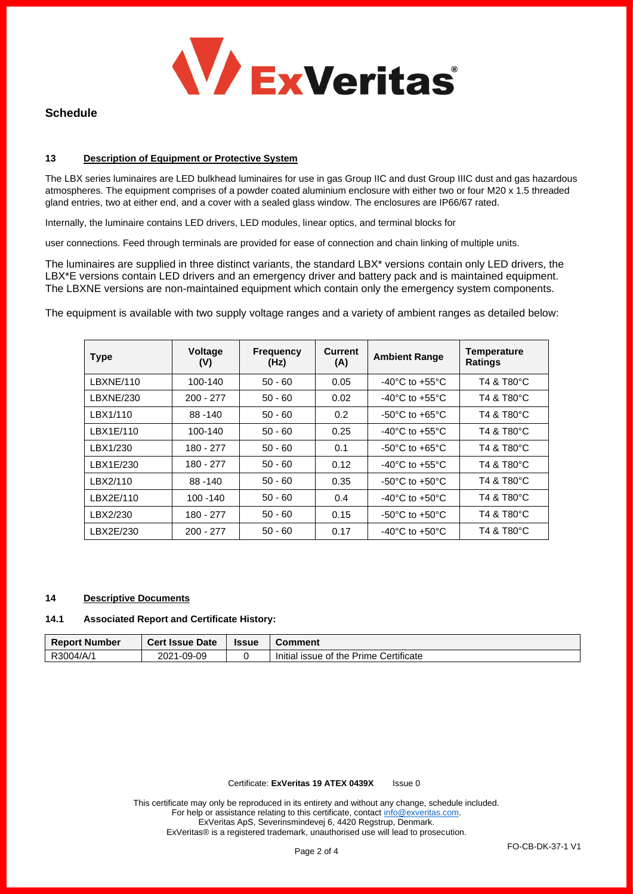## Schedule

### 13 Description of Equipment or Protective System

The LBX series luminaires are LED bulkhead luminaires for use in gas Group IIC and dust Group IIIC dust and gas hazardous atmospheres. The equipment comprises of a powder coated aluminium enclosure with either two or four M20 x 1.5 threaded gland entries, two at either end, and a cover with a sealed glass window. The enclosures are IP66/67 rated.

Internally, the luminaire contains LED drivers, LED modules, linear optics, and terminal blocks for

user connections. Feed through terminals are provided for ease of connection and chain linking of multiple units.

The luminaires are supplied in three distinct variants, the standard LBX* versions contain only LED drivers, the LBX*E versions contain LED drivers and an emergency driver and battery pack and is maintained equipment. The LBXNE versions are non-maintained equipment which contain only the emergency system components.

The equipment is available with two supply voltage ranges and a variety of ambient ranges as detailed below:

| Type | Voltage (V) | Frequency (Hz) | Current (A) | Ambient Range | Temperature Ratings |
|---|---|---|---|---|---|
| LBXNE/110 | 100-140 | 50 - 60 | 0.05 | -40°C to +55°C | T4 & T80°C |
| LBXNE/230 | 200 - 277 | 50 - 60 | 0.02 | -40°C to +55°C | T4 & T80°C |
| LBX1/110 | 88 -140 | 50 - 60 | 0.2 | -50°C to +65°C | T4 & T80°C |
| LBX1E/110 | 100-140 | 50 - 60 | 0.25 | -40°C to +55°C | T4 & T80°C |
| LBX1/230 | 180 - 277 | 50 - 60 | 0.1 | -50°C to +65°C | T4 & T80°C |
| LBX1E/230 | 180 - 277 | 50 - 60 | 0.12 | -40°C to +55°C | T4 & T80°C |
| LBX2/110 | 88 -140 | 50 - 60 | 0.35 | -50°C to +50°C | T4 & T80°C |
| LBX2E/110 | 100 -140 | 50 - 60 | 0.4 | -40°C to +50°C | T4 & T80°C |
| LBX2/230 | 180 - 277 | 50 - 60 | 0.15 | -50°C to +50°C | T4 & T80°C |
| LBX2E/230 | 200 - 277 | 50 - 60 | 0.17 | -40°C to +50°C | T4 & T80°C |

### 14 Descriptive Documents

#### 14.1 Associated Report and Certificate History:

| Report Number | Cert Issue Date | Issue | Comment |
|---|---|---|---|
| R3004/A/1 | 2021-09-09 | 0 | Initial issue of the Prime Certificate |

Certificate: **ExVeritas 19 ATEX 0439X** Issue 0

This certificate may only be reproduced in its entirety and without any change, schedule included.
For help or assistance relating to this certificate, contact info@exveritas.com.
ExVeritas ApS, Severinsmindevej 6, 4420 Regstrup, Denmark.
ExVeritas® is a registered trademark, unauthorised use will lead to prosecution.

FO-CB-DK-37-1 V1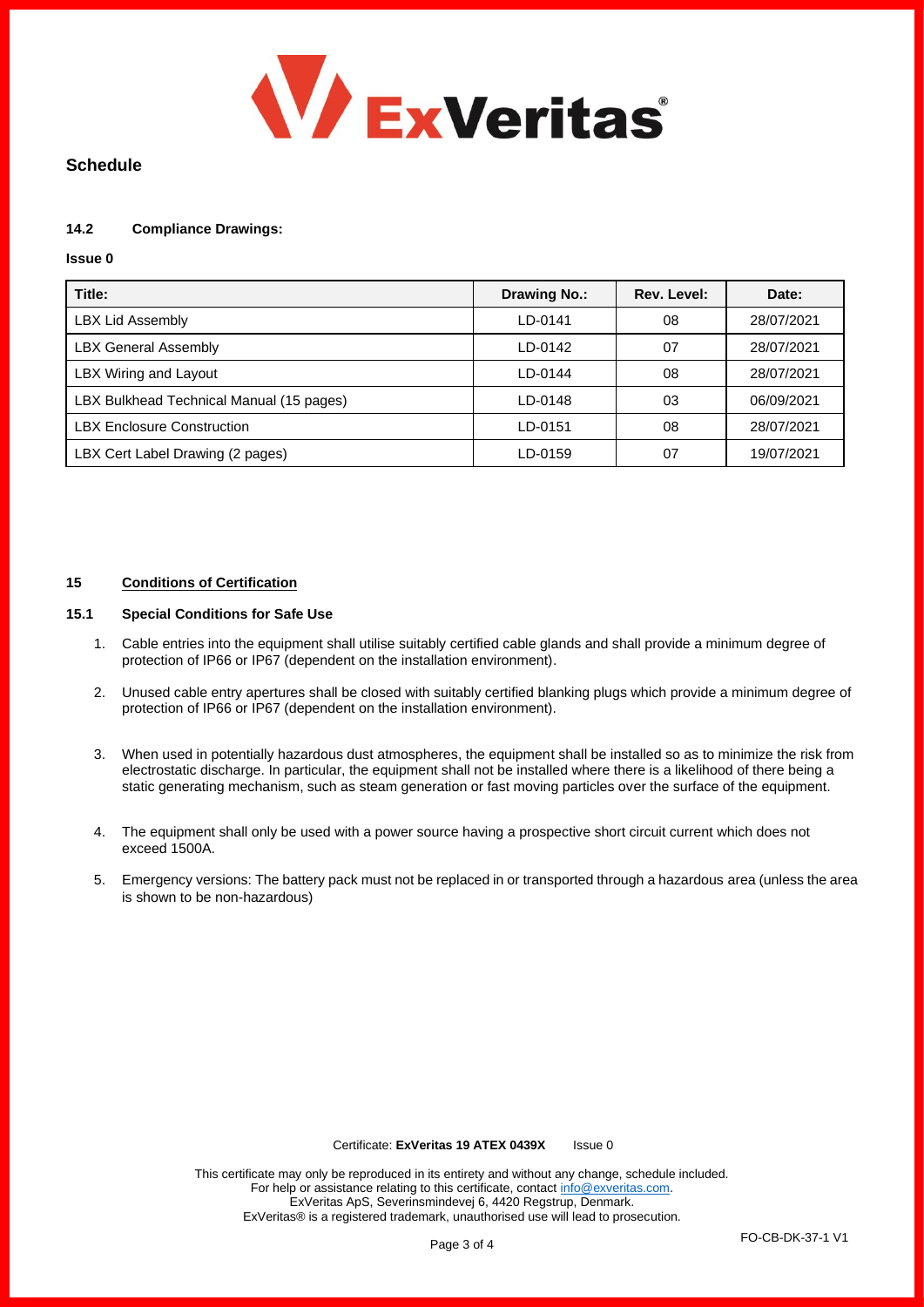## Schedule

### 14.2 Compliance Drawings:

**Issue 0**

| Title: | Drawing No.: | Rev. Level: | Date: |
|---|---|---|---|
| LBX Lid Assembly | LD-0141 | 08 | 28/07/2021 |
| LBX General Assembly | LD-0142 | 07 | 28/07/2021 |
| LBX Wiring and Layout | LD-0144 | 08 | 28/07/2021 |
| LBX Bulkhead Technical Manual (15 pages) | LD-0148 | 03 | 06/09/2021 |
| LBX Enclosure Construction | LD-0151 | 08 | 28/07/2021 |
| LBX Cert Label Drawing (2 pages) | LD-0159 | 07 | 19/07/2021 |

### 15 Conditions of Certification

#### 15.1 Special Conditions for Safe Use

1. Cable entries into the equipment shall utilise suitably certified cable glands and shall provide a minimum degree of protection of IP66 or IP67 (dependent on the installation environment).
2. Unused cable entry apertures shall be closed with suitably certified blanking plugs which provide a minimum degree of protection of IP66 or IP67 (dependent on the installation environment).
3. When used in potentially hazardous dust atmospheres, the equipment shall be installed so as to minimize the risk from electrostatic discharge. In particular, the equipment shall not be installed where there is a likelihood of there being a static generating mechanism, such as steam generation or fast moving particles over the surface of the equipment.
4. The equipment shall only be used with a power source having a prospective short circuit current which does not exceed 1500A.
5. Emergency versions: The battery pack must not be replaced in or transported through a hazardous area (unless the area is shown to be non-hazardous)

Certificate: **ExVeritas 19 ATEX 0439X** Issue 0

This certificate may only be reproduced in its entirety and without any change, schedule included.
For help or assistance relating to this certificate, contact info@exveritas.com.
ExVeritas ApS, Severinsmindevej 6, 4420 Regstrup, Denmark.
ExVeritas® is a registered trademark, unauthorised use will lead to prosecution.

FO-CB-DK-37-1 V1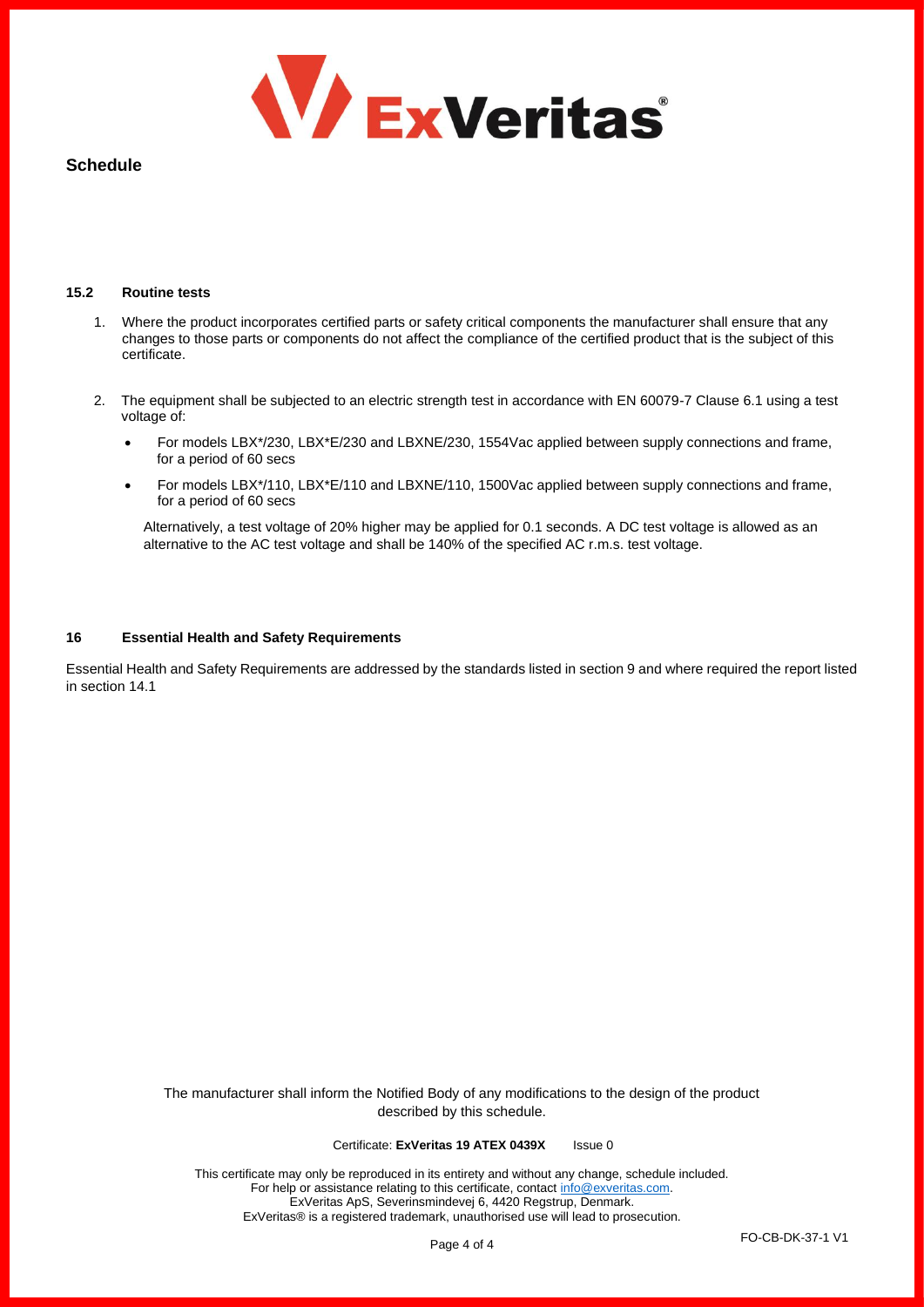## Schedule

### 15.2 Routine tests

1. Where the product incorporates certified parts or safety critical components the manufacturer shall ensure that any changes to those parts or components do not affect the compliance of the certified product that is the subject of this certificate.

2. The equipment shall be subjected to an electric strength test in accordance with EN 60079-7 Clause 6.1 using a test voltage of:

   - For models LBX*/230, LBX*E/230 and LBXNE/230, 1554Vac applied between supply connections and frame, for a period of 60 secs
   - For models LBX*/110, LBX*E/110 and LBXNE/110, 1500Vac applied between supply connections and frame, for a period of 60 secs

   Alternatively, a test voltage of 20% higher may be applied for 0.1 seconds. A DC test voltage is allowed as an alternative to the AC test voltage and shall be 140% of the specified AC r.m.s. test voltage.

### 16 Essential Health and Safety Requirements

Essential Health and Safety Requirements are addressed by the standards listed in section 9 and where required the report listed in section 14.1

The manufacturer shall inform the Notified Body of any modifications to the design of the product described by this schedule.

Certificate: **ExVeritas 19 ATEX 0439X** Issue 0

This certificate may only be reproduced in its entirety and without any change, schedule included.
For help or assistance relating to this certificate, contact info@exveritas.com.
ExVeritas ApS, Severinsmindevej 6, 4420 Regstrup, Denmark.
ExVeritas® is a registered trademark, unauthorised use will lead to prosecution.

FO-CB-DK-37-1 V1